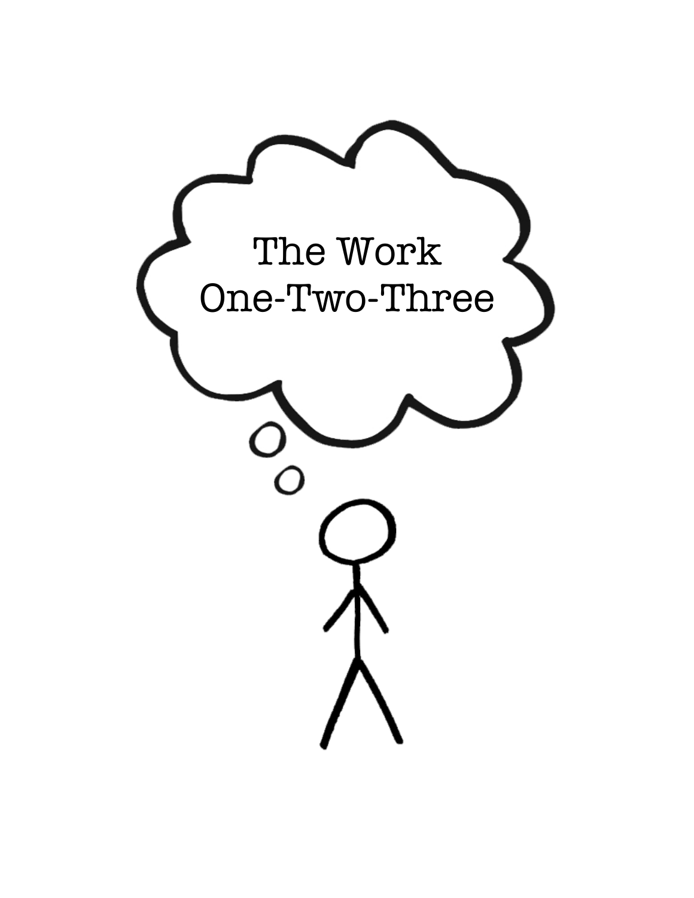# The Work One-Two-Three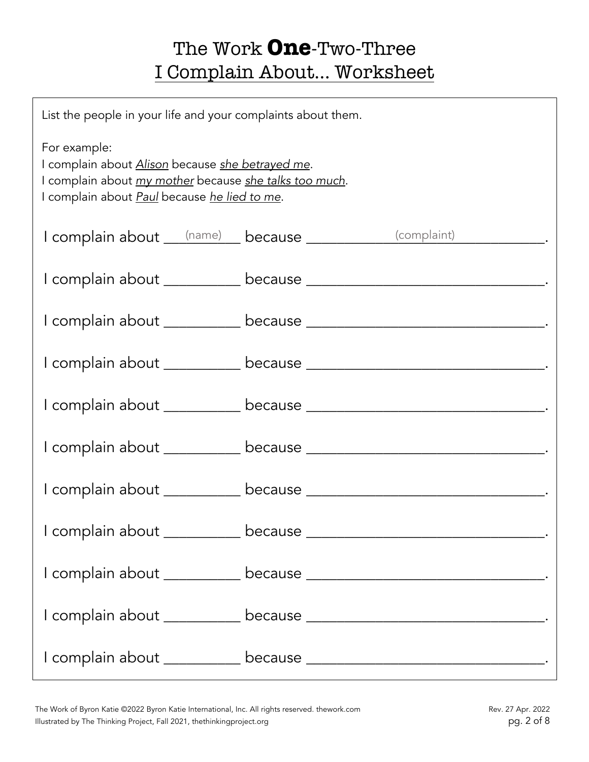# The Work **One**-Two-Three

## I Complain About... Worksheet

List the people in your life and your complaints about them.

For example:
I complain about *Alison* because *she betrayed me*.
I complain about *my mother* because *she talks too much*.
I complain about *Paul* because *he lied to me*.

I complain about ___(name)___ because ____________(complaint)____________.

I complain about __________ because ________________________________.

I complain about __________ because ________________________________.

I complain about __________ because ________________________________.

I complain about __________ because ________________________________.

I complain about __________ because ________________________________.

I complain about __________ because ________________________________.

I complain about __________ because ________________________________.

I complain about __________ because ________________________________.

I complain about __________ because ________________________________.

I complain about __________ because ________________________________.

The Work of Byron Katie ©2022 Byron Katie International, Inc. All rights reserved. thework.com
Illustrated by The Thinking Project, Fall 2021, thethinkingproject.org
Rev. 27 Apr. 2022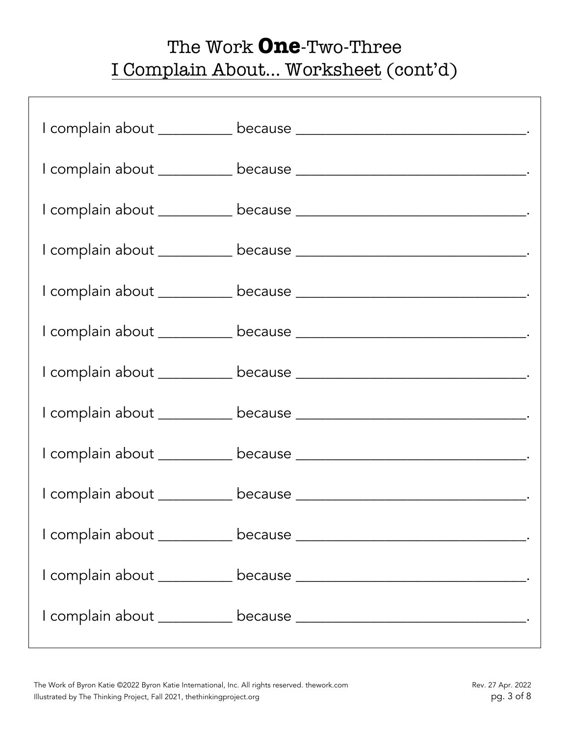# The Work **One**-Two-Three

## I Complain About... Worksheet (cont'd)

I complain about __________ because ________________________________.

I complain about __________ because ________________________________.

I complain about __________ because ________________________________.

I complain about __________ because ________________________________.

I complain about __________ because ________________________________.

I complain about __________ because ________________________________.

I complain about __________ because ________________________________.

I complain about __________ because ________________________________.

I complain about __________ because ________________________________.

I complain about __________ because ________________________________.

I complain about __________ because ________________________________.

I complain about __________ because ________________________________.

I complain about __________ because ________________________________.

The Work of Byron Katie ©2022 Byron Katie International, Inc. All rights reserved. thework.com
Illustrated by The Thinking Project, Fall 2021, thethinkingproject.org

Rev. 27 Apr. 2022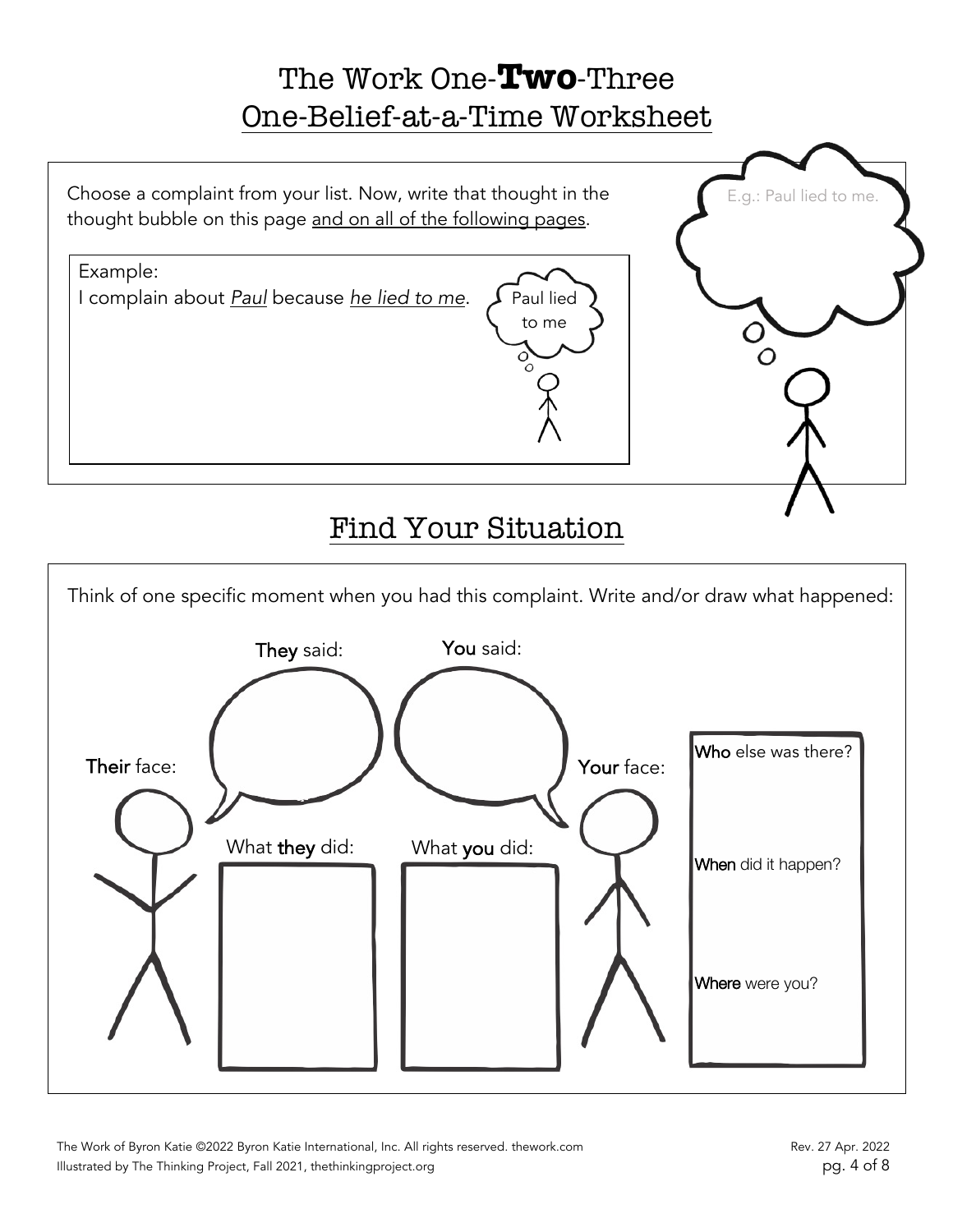# The Work One-**Two**-Three

## One-Belief-at-a-Time Worksheet

Choose a complaint from your list. Now, write that thought in the thought bubble on this page and on all of the following pages.

E.g.: Paul lied to me.

Example:
I complain about *Paul* because *he lied to me*.

Paul lied to me

## Find Your Situation

Think of one specific moment when you had this complaint. Write and/or draw what happened:

**They** said:

**You** said:

**Their** face:

**Your** face:

What **they** did:

What **you** did:

**Who** else was there?

**When** did it happen?

**Where** were you?

The Work of Byron Katie ©2022 Byron Katie International, Inc. All rights reserved. thework.com
Illustrated by The Thinking Project, Fall 2021, thethinkingproject.org

Rev. 27 Apr. 2022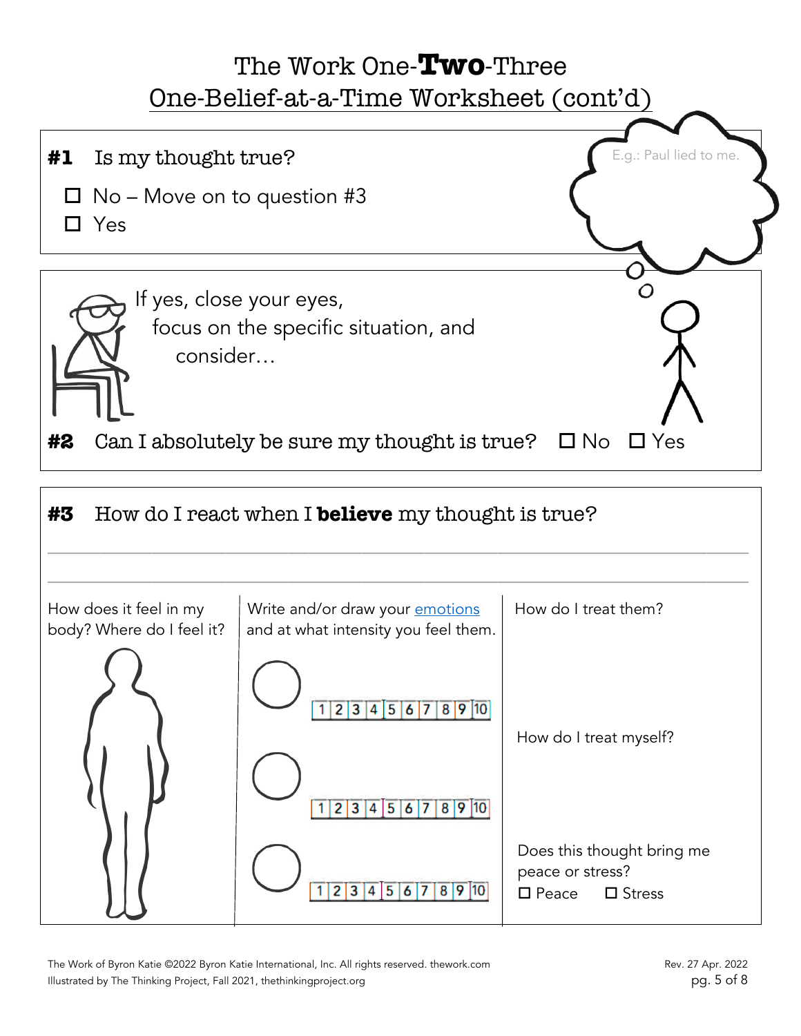# The Work One-**Two**-Three

## One-Belief-at-a-Time Worksheet (cont'd)

E.g.: Paul lied to me.

**#1** Is my thought true?

- ☐ No – Move on to question #3
- ☐ Yes

If yes, close your eyes, focus on the specific situation, and consider…

**#2** Can I absolutely be sure my thought is true? ☐ No ☐ Yes

**#3** How do I react when I **believe** my thought is true?

\_\_\_\_\_\_\_\_\_\_\_\_\_\_\_\_\_\_\_\_\_\_\_\_\_\_\_\_\_\_\_\_\_\_\_\_\_\_\_\_\_\_\_\_\_\_\_\_\_\_\_\_\_\_\_\_\_\_\_\_\_\_\_\_\_\_\_\_\_\_\_\_\_\_\_\_

\_\_\_\_\_\_\_\_\_\_\_\_\_\_\_\_\_\_\_\_\_\_\_\_\_\_\_\_\_\_\_\_\_\_\_\_\_\_\_\_\_\_\_\_\_\_\_\_\_\_\_\_\_\_\_\_\_\_\_\_\_\_\_\_\_\_\_\_\_\_\_\_\_\_\_\_

How does it feel in my body? Where do I feel it?

Write and/or draw your emotions and at what intensity you feel them.

1 2 3 4 5 6 7 8 9 10

1 2 3 4 5 6 7 8 9 10

1 2 3 4 5 6 7 8 9 10

How do I treat them?

How do I treat myself?

Does this thought bring me peace or stress?

☐ Peace ☐ Stress

The Work of Byron Katie ©2022 Byron Katie International, Inc. All rights reserved. thework.com
Illustrated by The Thinking Project, Fall 2021, thethinkingproject.org

Rev. 27 Apr. 2022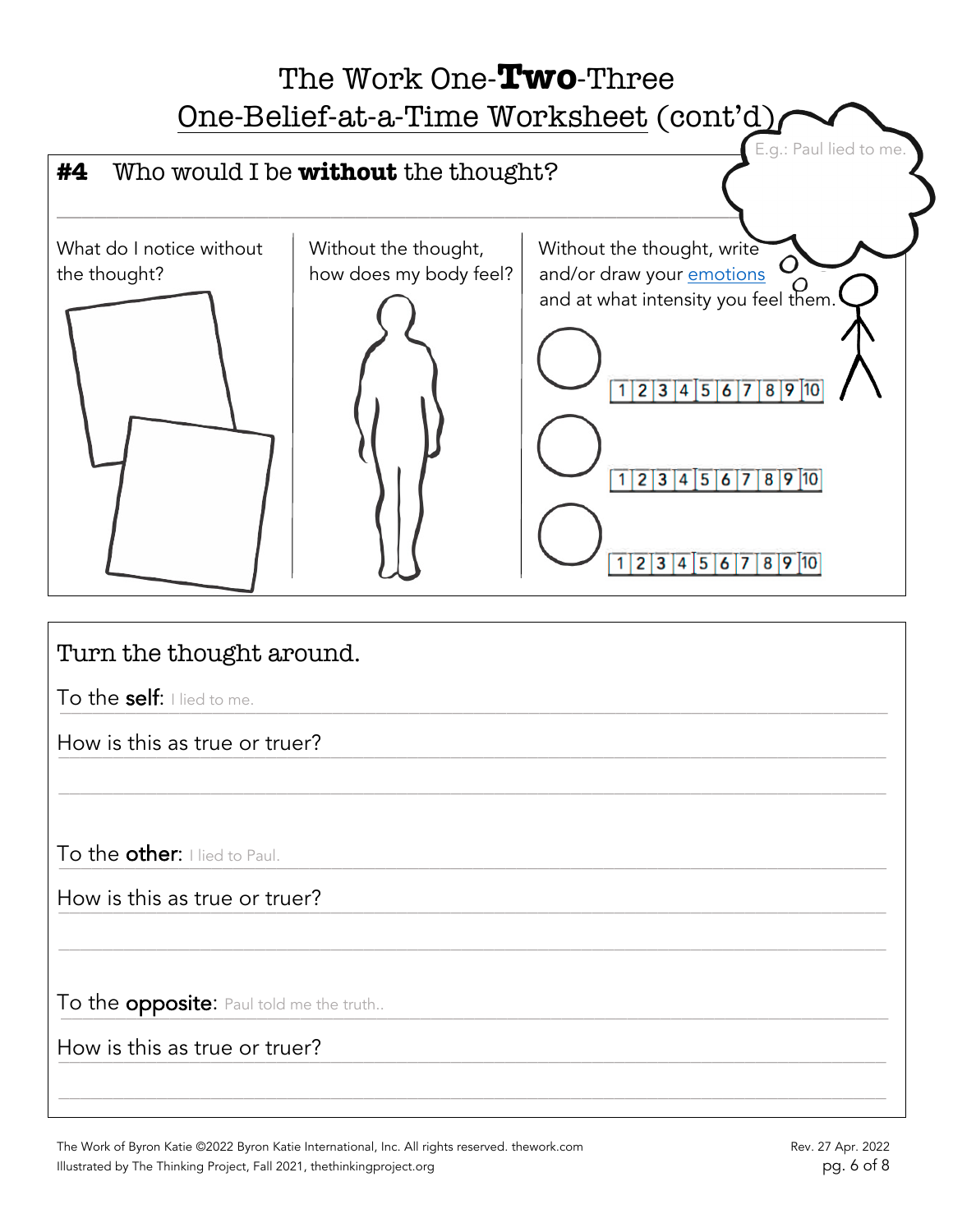# The Work One-**Two**-Three

## One-Belief-at-a-Time Worksheet (cont'd)

E.g.: Paul lied to me.

### **#4** Who would I be **without** the thought?

What do I notice without the thought?

Without the thought, how does my body feel?

Without the thought, write and/or draw your emotions and at what intensity you feel them.

1 2 3 4 5 6 7 8 9 10

1 2 3 4 5 6 7 8 9 10

1 2 3 4 5 6 7 8 9 10

### Turn the thought around.

To the **self**: I lied to me.

How is this as true or truer?

To the **other**: I lied to Paul.

How is this as true or truer?

To the **opposite**: Paul told me the truth..

How is this as true or truer?

The Work of Byron Katie ©2022 Byron Katie International, Inc. All rights reserved. thework.com
Illustrated by The Thinking Project, Fall 2021, thethinkingproject.org

Rev. 27 Apr. 2022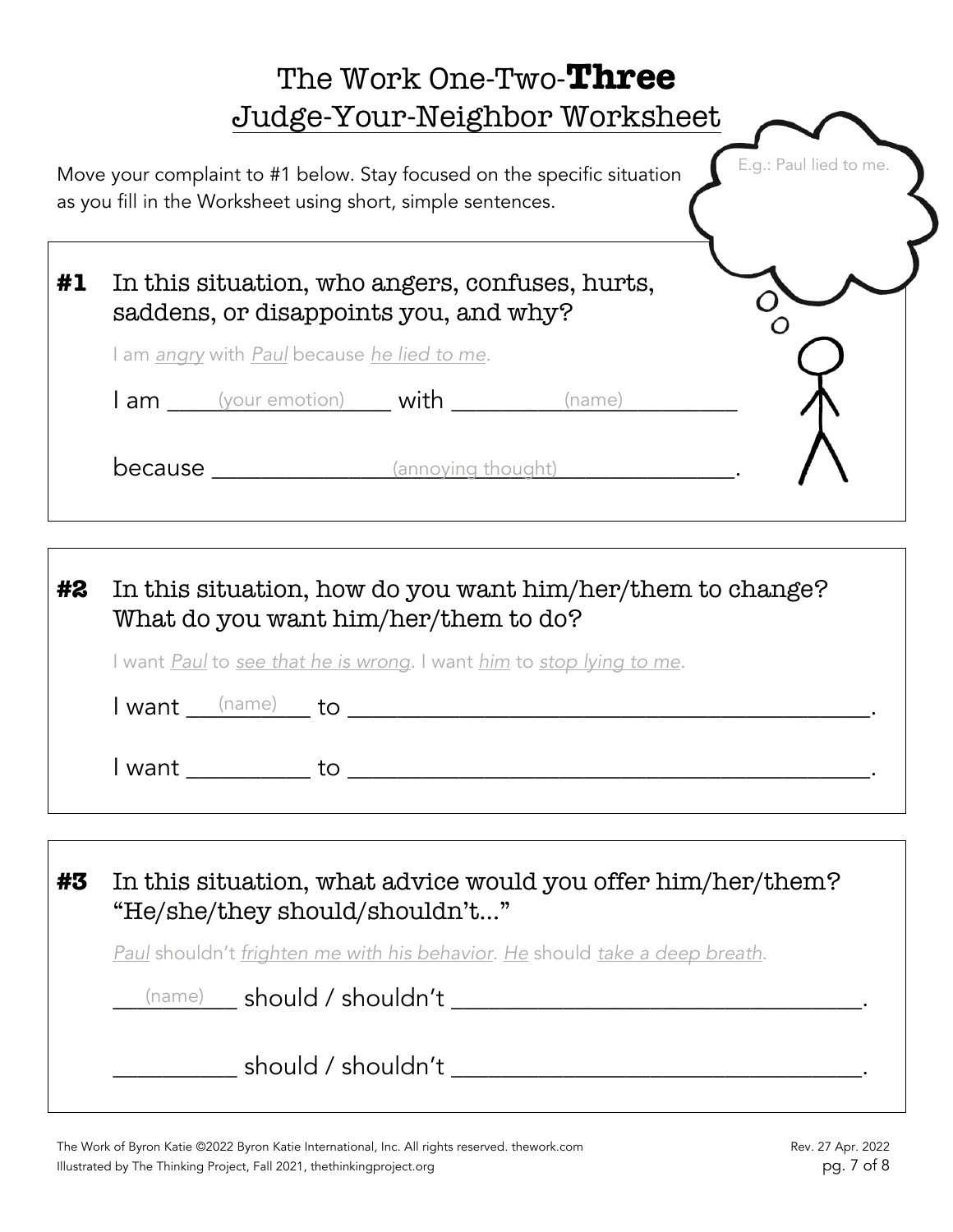# The Work One-Two-**Three**
## Judge-Your-Neighbor Worksheet

E.g.: Paul lied to me.

Move your complaint to #1 below. Stay focused on the specific situation as you fill in the Worksheet using short, simple sentences.

### #1 In this situation, who angers, confuses, hurts, saddens, or disappoints you, and why?

I am *angry* with *Paul* because *he lied to me*.

I am ____(your emotion)____ with ____(name)____

because ____(annoying thought)____.

### #2 In this situation, how do you want him/her/them to change? What do you want him/her/them to do?

I want *Paul* to *see that he is wrong*. I want *him* to *stop lying to me*.

I want __(name)__ to ______________________________.

I want __________ to ______________________________.

### #3 In this situation, what advice would you offer him/her/them? "He/she/they should/shouldn't..."

*Paul* shouldn't *frighten me with his behavior*. *He* should *take a deep breath*.

__(name)__ should / shouldn't ______________________________.

__________ should / shouldn't ______________________________.

The Work of Byron Katie ©2022 Byron Katie International, Inc. All rights reserved. thework.com
Illustrated by The Thinking Project, Fall 2021, thethinkingproject.org

Rev. 27 Apr. 2022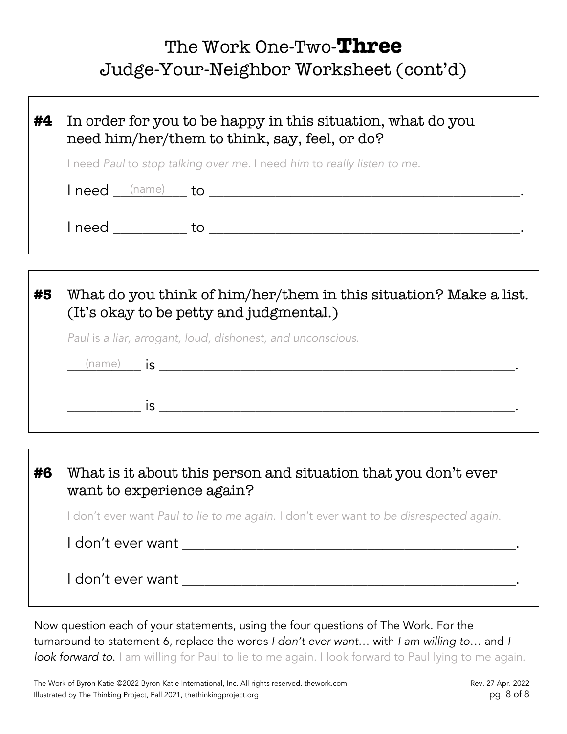# The Work One-Two-**Three**
## Judge-Your-Neighbor Worksheet (cont'd)

**#4** In order for you to be happy in this situation, what do you need him/her/them to think, say, feel, or do?

I need *Paul* to *stop talking over me*. I need *him* to *really listen to me*.

I need ___(name)___ to _____________________________________________.

I need __________ to _____________________________________________.

**#5** What do you think of him/her/them in this situation? Make a list. (It's okay to be petty and judgmental.)

*Paul* is *a liar, arrogant, loud, dishonest, and unconscious*.

___(name)___ is _____________________________________________.

__________ is _____________________________________________.

**#6** What is it about this person and situation that you don't ever want to experience again?

I don't ever want *Paul to lie to me again*. I don't ever want *to be disrespected again*.

I don't ever want _____________________________________________.

I don't ever want _____________________________________________.

Now question each of your statements, using the four questions of The Work. For the turnaround to statement 6, replace the words *I don't ever want…* with *I am willing to…* and *I look forward to*. I am willing for Paul to lie to me again. I look forward to Paul lying to me again.

The Work of Byron Katie ©2022 Byron Katie International, Inc. All rights reserved. thework.com
Illustrated by The Thinking Project, Fall 2021, thethinkingproject.org

Rev. 27 Apr. 2022